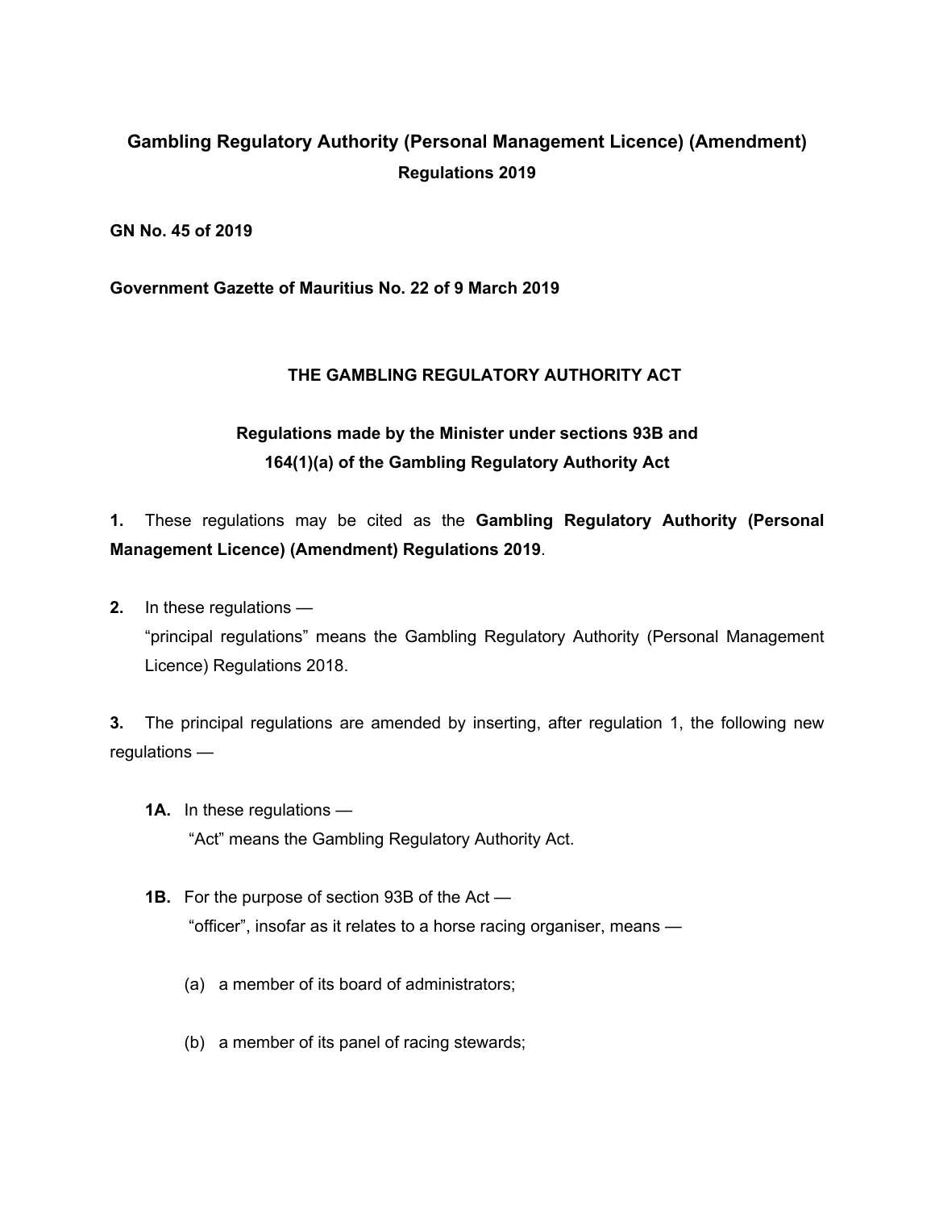# Gambling Regulatory Authority (Personal Management Licence) (Amendment) Regulations 2019

**GN No. 45 of 2019**

**Government Gazette of Mauritius No. 22 of 9 March 2019**

## THE GAMBLING REGULATORY AUTHORITY ACT

### Regulations made by the Minister under sections 93B and 164(1)(a) of the Gambling Regulatory Authority Act

**1.** These regulations may be cited as the **Gambling Regulatory Authority (Personal Management Licence) (Amendment) Regulations 2019**.

**2.** In these regulations —

"principal regulations" means the Gambling Regulatory Authority (Personal Management Licence) Regulations 2018.

**3.** The principal regulations are amended by inserting, after regulation 1, the following new regulations —

> **1A.** In these regulations —
>
> "Act" means the Gambling Regulatory Authority Act.
>
> **1B.** For the purpose of section 93B of the Act —
>
> "officer", insofar as it relates to a horse racing organiser, means —
>
> (a) a member of its board of administrators;
>
> (b) a member of its panel of racing stewards;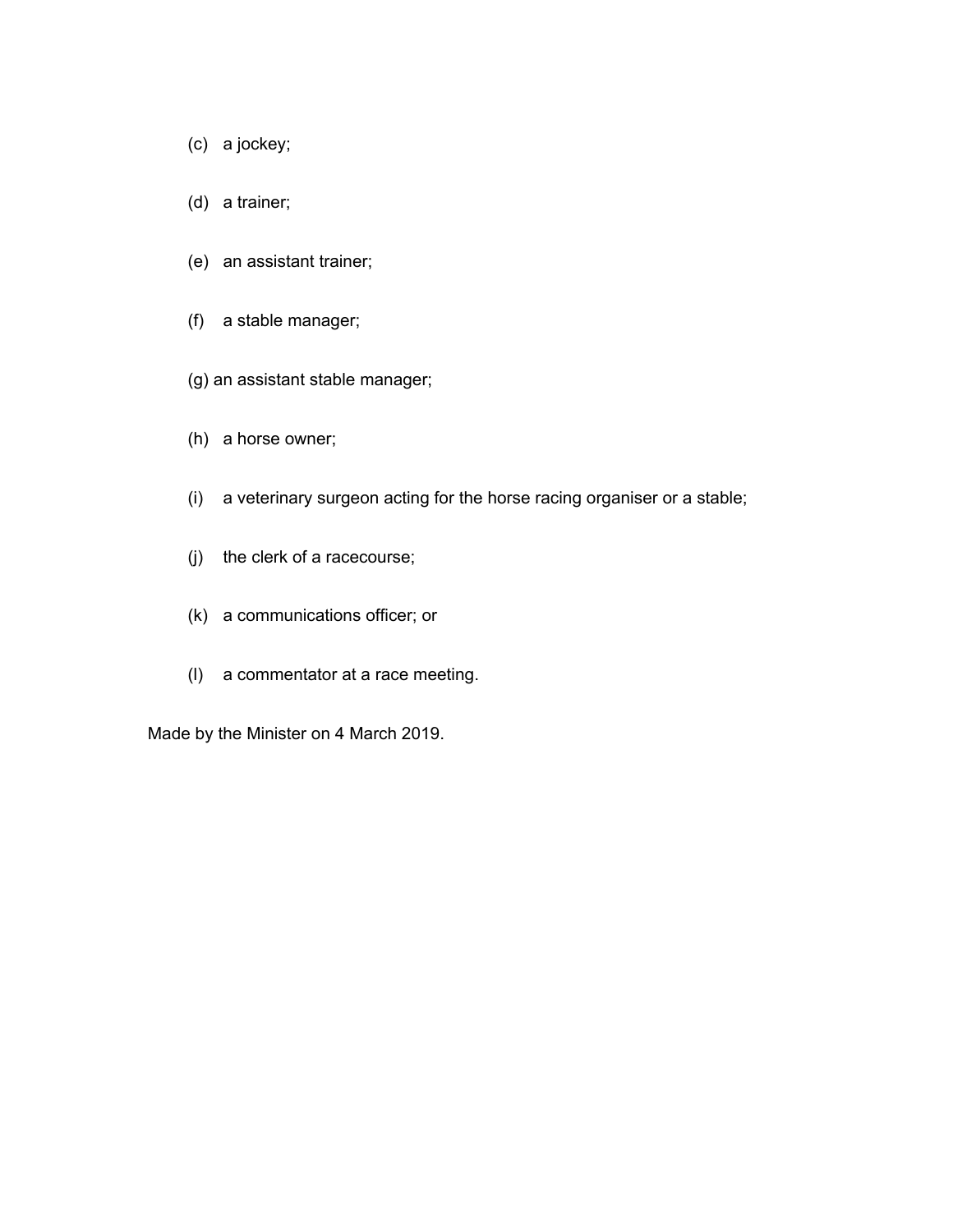(c) a jockey;

(d) a trainer;

(e) an assistant trainer;

(f) a stable manager;

(g) an assistant stable manager;

(h) a horse owner;

(i) a veterinary surgeon acting for the horse racing organiser or a stable;

(j) the clerk of a racecourse;

(k) a communications officer; or

(l) a commentator at a race meeting.

Made by the Minister on 4 March 2019.